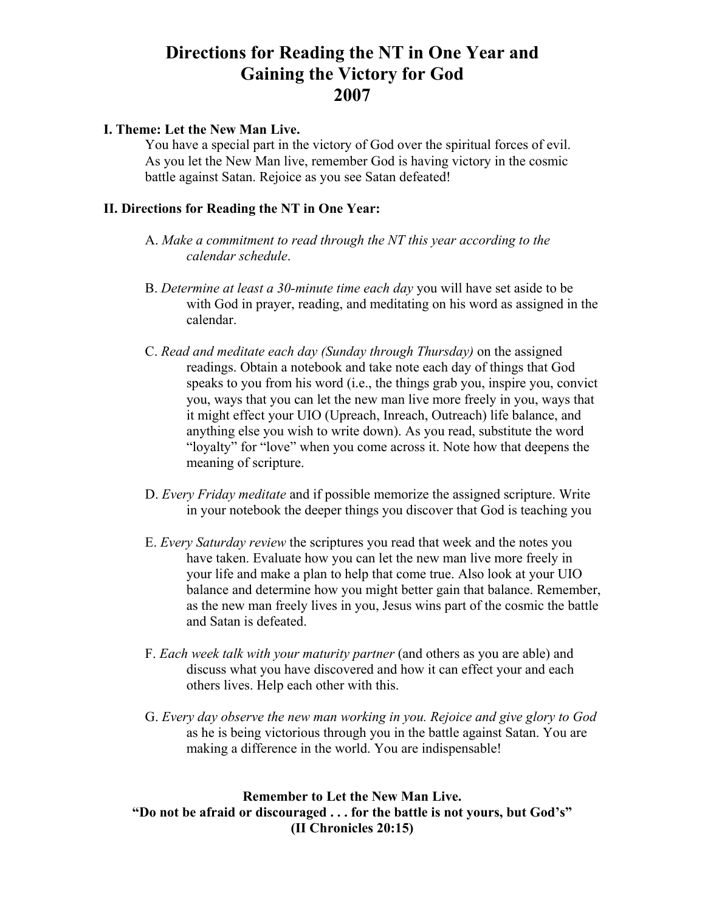# Directions for Reading the NT in One Year and Gaining the Victory for God 2007

## I. Theme: Let the New Man Live.

You have a special part in the victory of God over the spiritual forces of evil. As you let the New Man live, remember God is having victory in the cosmic battle against Satan. Rejoice as you see Satan defeated!

## II. Directions for Reading the NT in One Year:

A. *Make a commitment to read through the NT this year according to the calendar schedule*.

B. *Determine at least a 30-minute time each day* you will have set aside to be with God in prayer, reading, and meditating on his word as assigned in the calendar.

C. *Read and meditate each day (Sunday through Thursday)* on the assigned readings. Obtain a notebook and take note each day of things that God speaks to you from his word (i.e., the things grab you, inspire you, convict you, ways that you can let the new man live more freely in you, ways that it might effect your UIO (Upreach, Inreach, Outreach) life balance, and anything else you wish to write down). As you read, substitute the word "loyalty" for "love" when you come across it. Note how that deepens the meaning of scripture.

D. *Every Friday meditate* and if possible memorize the assigned scripture. Write in your notebook the deeper things you discover that God is teaching you

E. *Every Saturday review* the scriptures you read that week and the notes you have taken. Evaluate how you can let the new man live more freely in your life and make a plan to help that come true. Also look at your UIO balance and determine how you might better gain that balance. Remember, as the new man freely lives in you, Jesus wins part of the cosmic the battle and Satan is defeated.

F. *Each week talk with your maturity partner* (and others as you are able) and discuss what you have discovered and how it can effect your and each others lives. Help each other with this.

G. *Every day observe the new man working in you. Rejoice and give glory to God* as he is being victorious through you in the battle against Satan. You are making a difference in the world. You are indispensable!

**Remember to Let the New Man Live.**
**"Do not be afraid or discouraged . . . for the battle is not yours, but God's"**
**(II Chronicles 20:15)**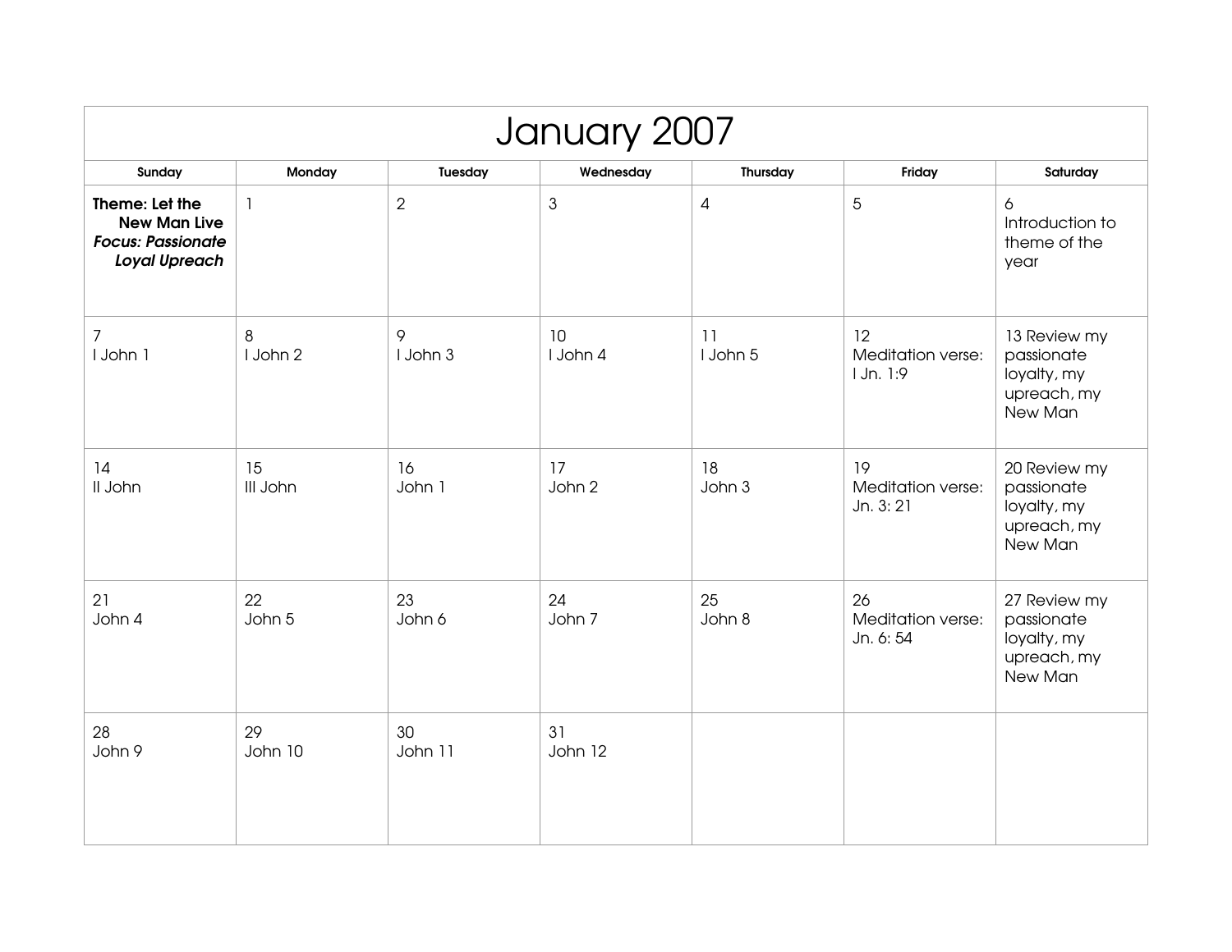# January 2007

| Sunday | Monday | Tuesday | Wednesday | Thursday | Friday | Saturday |
|---|---|---|---|---|---|---|
| **Theme: Let the New Man Live** ***Focus: Passionate Loyal Upreach*** | 1 | 2 | 3 | 4 | 5 | 6 Introduction to theme of the year |
| 7 I John 1 | 8 I John 2 | 9 I John 3 | 10 I John 4 | 11 I John 5 | 12 Meditation verse: I Jn. 1:9 | 13 Review my passionate loyalty, my upreach, my New Man |
| 14 II John | 15 III John | 16 John 1 | 17 John 2 | 18 John 3 | 19 Meditation verse: Jn. 3: 21 | 20 Review my passionate loyalty, my upreach, my New Man |
| 21 John 4 | 22 John 5 | 23 John 6 | 24 John 7 | 25 John 8 | 26 Meditation verse: Jn. 6: 54 | 27 Review my passionate loyalty, my upreach, my New Man |
| 28 John 9 | 29 John 10 | 30 John 11 | 31 John 12 | | | |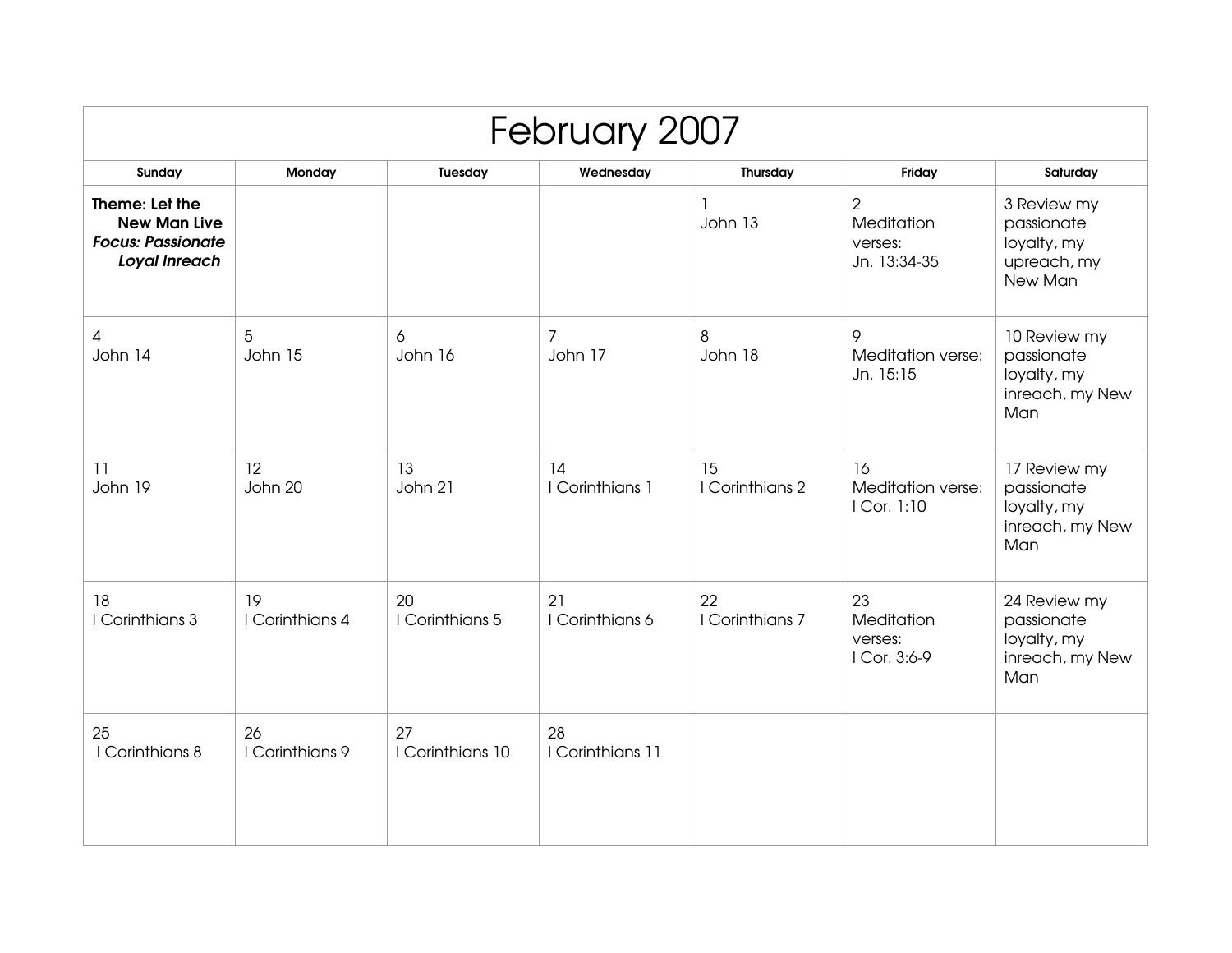# February 2007

| Sunday | Monday | Tuesday | Wednesday | Thursday | Friday | Saturday |
|---|---|---|---|---|---|---|
| **Theme: Let the New Man Live** ***Focus: Passionate Loyal Inreach*** | | | | 1 John 13 | 2 Meditation verses: Jn. 13:34-35 | 3 Review my passionate loyalty, my upreach, my New Man |
| 4 John 14 | 5 John 15 | 6 John 16 | 7 John 17 | 8 John 18 | 9 Meditation verse: Jn. 15:15 | 10 Review my passionate loyalty, my inreach, my New Man |
| 11 John 19 | 12 John 20 | 13 John 21 | 14 I Corinthians 1 | 15 I Corinthians 2 | 16 Meditation verse: I Cor. 1:10 | 17 Review my passionate loyalty, my inreach, my New Man |
| 18 I Corinthians 3 | 19 I Corinthians 4 | 20 I Corinthians 5 | 21 I Corinthians 6 | 22 I Corinthians 7 | 23 Meditation verses: I Cor. 3:6-9 | 24 Review my passionate loyalty, my inreach, my New Man |
| 25 I Corinthians 8 | 26 I Corinthians 9 | 27 I Corinthians 10 | 28 I Corinthians 11 | | | |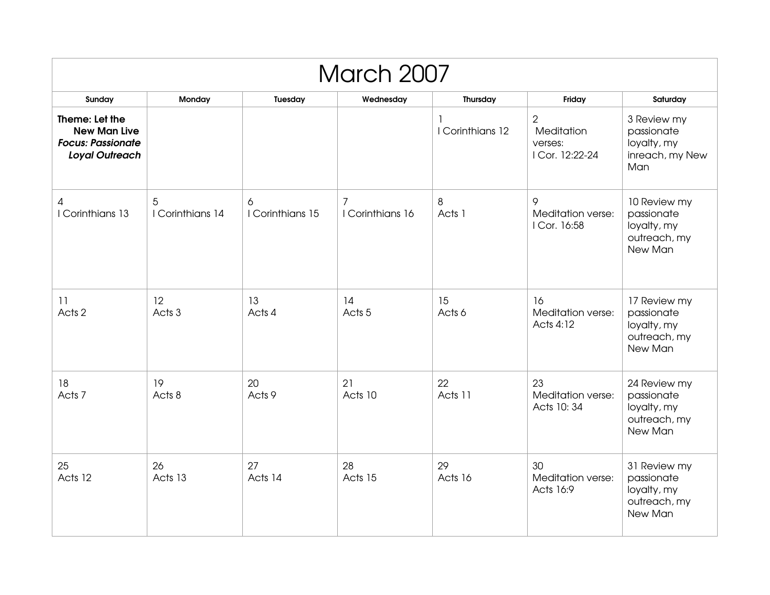# March 2007

| Sunday | Monday | Tuesday | Wednesday | Thursday | Friday | Saturday |
|---|---|---|---|---|---|---|
| **Theme: Let the New Man Live** ***Focus: Passionate Loyal Outreach*** | | | | 1 I Corinthians 12 | 2 Meditation verses: I Cor. 12:22-24 | 3 Review my passionate loyalty, my inreach, my New Man |
| 4 I Corinthians 13 | 5 I Corinthians 14 | 6 I Corinthians 15 | 7 I Corinthians 16 | 8 Acts 1 | 9 Meditation verse: I Cor. 16:58 | 10 Review my passionate loyalty, my outreach, my New Man |
| 11 Acts 2 | 12 Acts 3 | 13 Acts 4 | 14 Acts 5 | 15 Acts 6 | 16 Meditation verse: Acts 4:12 | 17 Review my passionate loyalty, my outreach, my New Man |
| 18 Acts 7 | 19 Acts 8 | 20 Acts 9 | 21 Acts 10 | 22 Acts 11 | 23 Meditation verse: Acts 10: 34 | 24 Review my passionate loyalty, my outreach, my New Man |
| 25 Acts 12 | 26 Acts 13 | 27 Acts 14 | 28 Acts 15 | 29 Acts 16 | 30 Meditation verse: Acts 16:9 | 31 Review my passionate loyalty, my outreach, my New Man |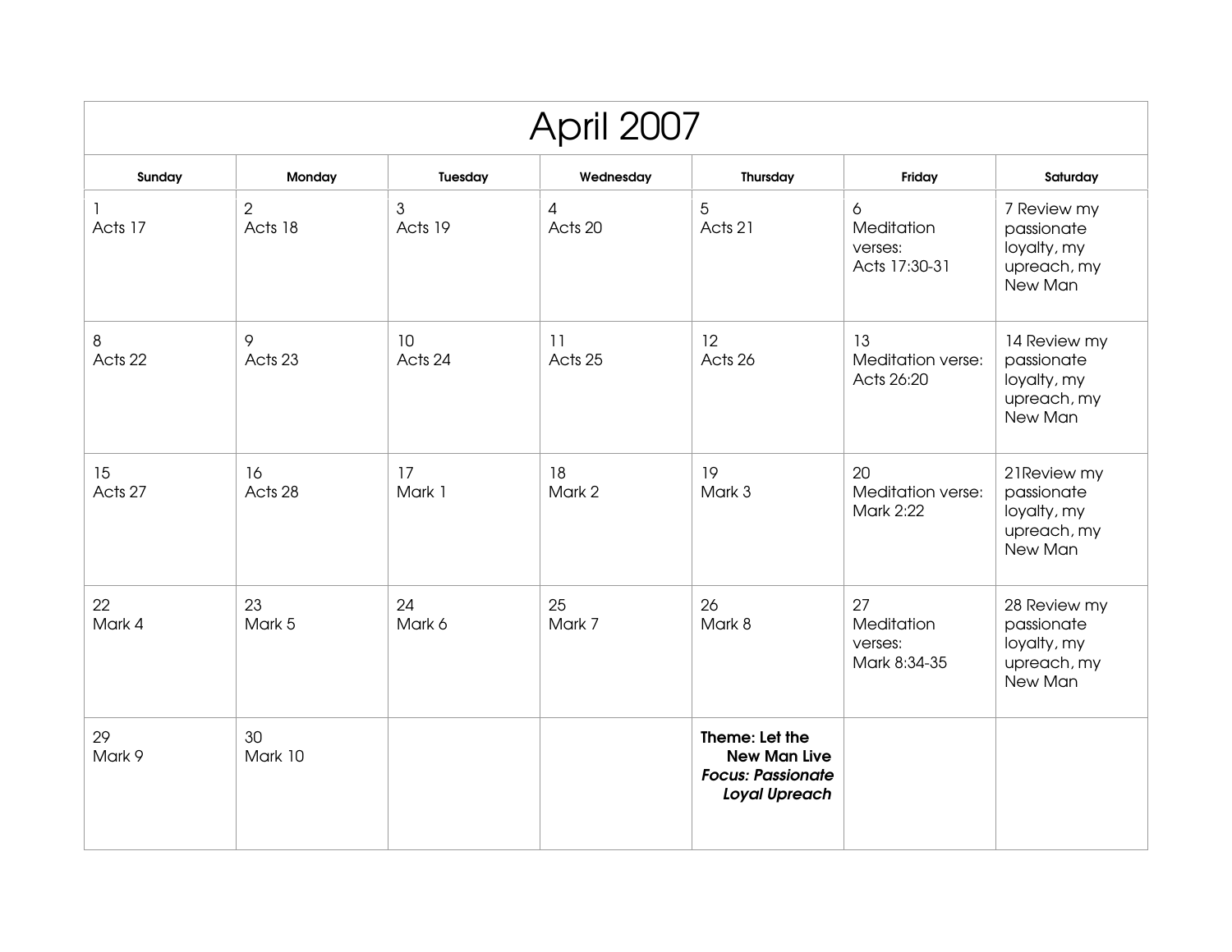# April 2007

| Sunday | Monday | Tuesday | Wednesday | Thursday | Friday | Saturday |
|---|---|---|---|---|---|---|
| 1<br>Acts 17 | 2<br>Acts 18 | 3<br>Acts 19 | 4<br>Acts 20 | 5<br>Acts 21 | 6<br>Meditation verses:<br>Acts 17:30-31 | 7 Review my passionate loyalty, my upreach, my New Man |
| 8<br>Acts 22 | 9<br>Acts 23 | 10<br>Acts 24 | 11<br>Acts 25 | 12<br>Acts 26 | 13<br>Meditation verse:<br>Acts 26:20 | 14 Review my passionate loyalty, my upreach, my New Man |
| 15<br>Acts 27 | 16<br>Acts 28 | 17<br>Mark 1 | 18<br>Mark 2 | 19<br>Mark 3 | 20<br>Meditation verse:<br>Mark 2:22 | 21Review my passionate loyalty, my upreach, my New Man |
| 22<br>Mark 4 | 23<br>Mark 5 | 24<br>Mark 6 | 25<br>Mark 7 | 26<br>Mark 8 | 27<br>Meditation verses:<br>Mark 8:34-35 | 28 Review my passionate loyalty, my upreach, my New Man |
| 29<br>Mark 9 | 30<br>Mark 10 | | | **Theme: Let the New Man Live**<br>***Focus: Passionate Loyal Upreach*** | | |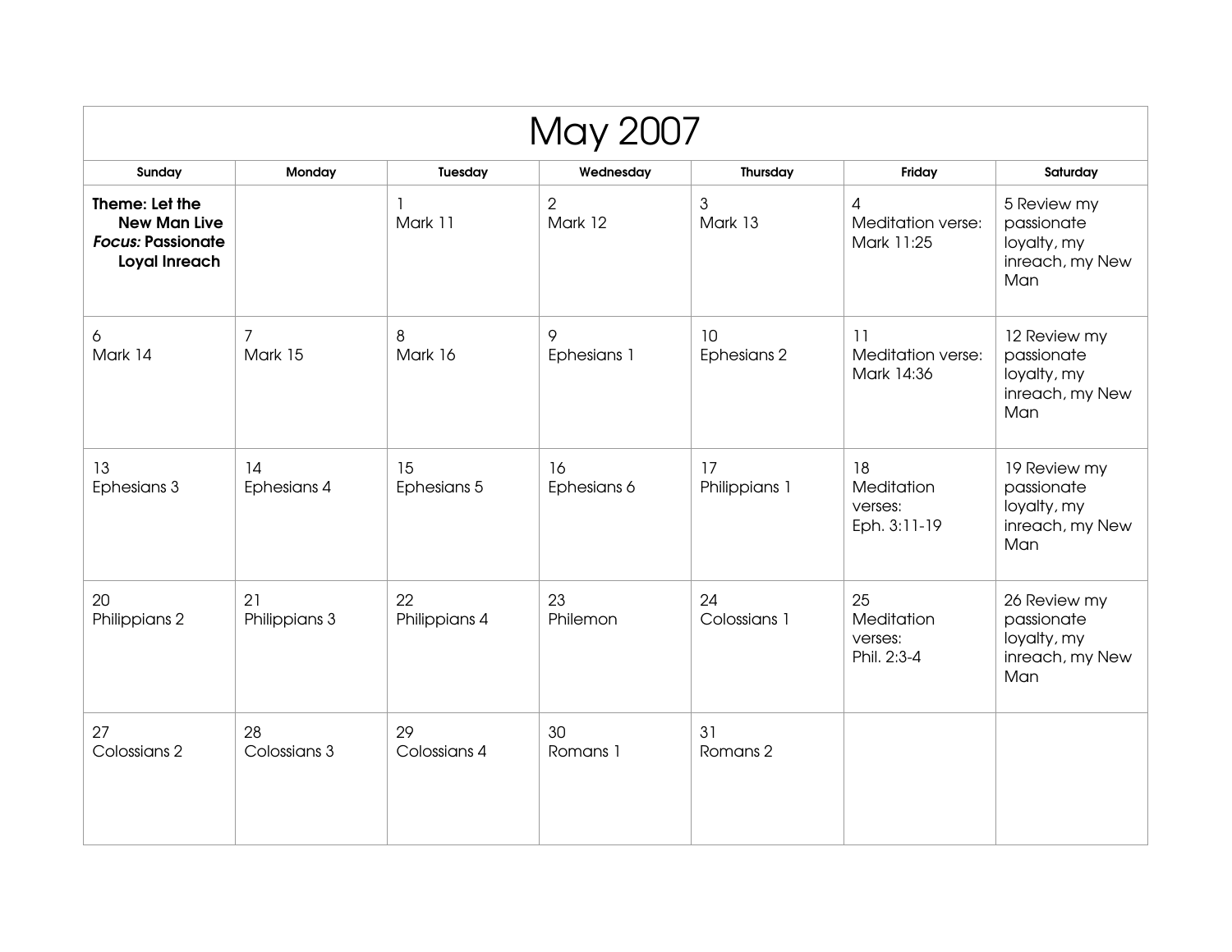# May 2007

| Sunday | Monday | Tuesday | Wednesday | Thursday | Friday | Saturday |
|---|---|---|---|---|---|---|
| **Theme: Let the New Man Live** ***Focus:*** **Passionate Loyal Inreach** | | 1 Mark 11 | 2 Mark 12 | 3 Mark 13 | 4 Meditation verse: Mark 11:25 | 5 Review my passionate loyalty, my inreach, my New Man |
| 6 Mark 14 | 7 Mark 15 | 8 Mark 16 | 9 Ephesians 1 | 10 Ephesians 2 | 11 Meditation verse: Mark 14:36 | 12 Review my passionate loyalty, my inreach, my New Man |
| 13 Ephesians 3 | 14 Ephesians 4 | 15 Ephesians 5 | 16 Ephesians 6 | 17 Philippians 1 | 18 Meditation verses: Eph. 3:11-19 | 19 Review my passionate loyalty, my inreach, my New Man |
| 20 Philippians 2 | 21 Philippians 3 | 22 Philippians 4 | 23 Philemon | 24 Colossians 1 | 25 Meditation verses: Phil. 2:3-4 | 26 Review my passionate loyalty, my inreach, my New Man |
| 27 Colossians 2 | 28 Colossians 3 | 29 Colossians 4 | 30 Romans 1 | 31 Romans 2 | | |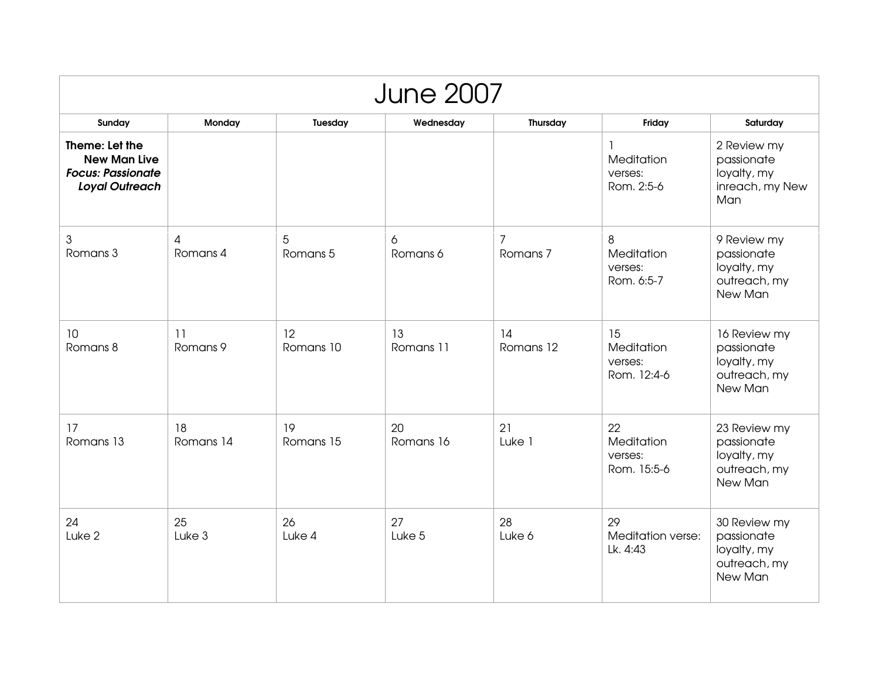# June 2007

| Sunday | Monday | Tuesday | Wednesday | Thursday | Friday | Saturday |
|---|---|---|---|---|---|---|
| **Theme: Let the New Man Live** ***Focus: Passionate Loyal Outreach*** | | | | | 1 Meditation verses: Rom. 2:5-6 | 2 Review my passionate loyalty, my inreach, my New Man |
| 3 Romans 3 | 4 Romans 4 | 5 Romans 5 | 6 Romans 6 | 7 Romans 7 | 8 Meditation verses: Rom. 6:5-7 | 9 Review my passionate loyalty, my outreach, my New Man |
| 10 Romans 8 | 11 Romans 9 | 12 Romans 10 | 13 Romans 11 | 14 Romans 12 | 15 Meditation verses: Rom. 12:4-6 | 16 Review my passionate loyalty, my outreach, my New Man |
| 17 Romans 13 | 18 Romans 14 | 19 Romans 15 | 20 Romans 16 | 21 Luke 1 | 22 Meditation verses: Rom. 15:5-6 | 23 Review my passionate loyalty, my outreach, my New Man |
| 24 Luke 2 | 25 Luke 3 | 26 Luke 4 | 27 Luke 5 | 28 Luke 6 | 29 Meditation verse: Lk. 4:43 | 30 Review my passionate loyalty, my outreach, my New Man |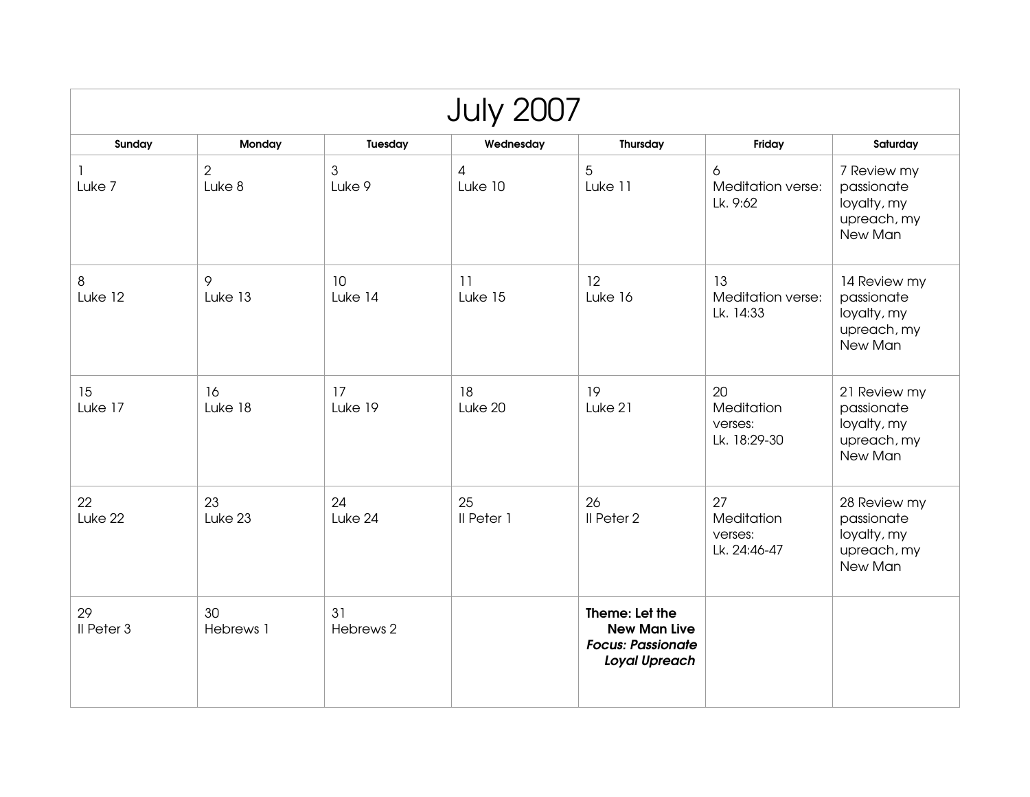# July 2007

| Sunday | Monday | Tuesday | Wednesday | Thursday | Friday | Saturday |
|---|---|---|---|---|---|---|
| 1<br>Luke 7 | 2<br>Luke 8 | 3<br>Luke 9 | 4<br>Luke 10 | 5<br>Luke 11 | 6<br>Meditation verse: Lk. 9:62 | 7 Review my passionate loyalty, my upreach, my New Man |
| 8<br>Luke 12 | 9<br>Luke 13 | 10<br>Luke 14 | 11<br>Luke 15 | 12<br>Luke 16 | 13<br>Meditation verse: Lk. 14:33 | 14 Review my passionate loyalty, my upreach, my New Man |
| 15<br>Luke 17 | 16<br>Luke 18 | 17<br>Luke 19 | 18<br>Luke 20 | 19<br>Luke 21 | 20<br>Meditation verses: Lk. 18:29-30 | 21 Review my passionate loyalty, my upreach, my New Man |
| 22<br>Luke 22 | 23<br>Luke 23 | 24<br>Luke 24 | 25<br>II Peter 1 | 26<br>II Peter 2 | 27<br>Meditation verses: Lk. 24:46-47 | 28 Review my passionate loyalty, my upreach, my New Man |
| 29<br>II Peter 3 | 30<br>Hebrews 1 | 31<br>Hebrews 2 | | **Theme: Let the New Man Live**<br>***Focus: Passionate Loyal Upreach*** | | |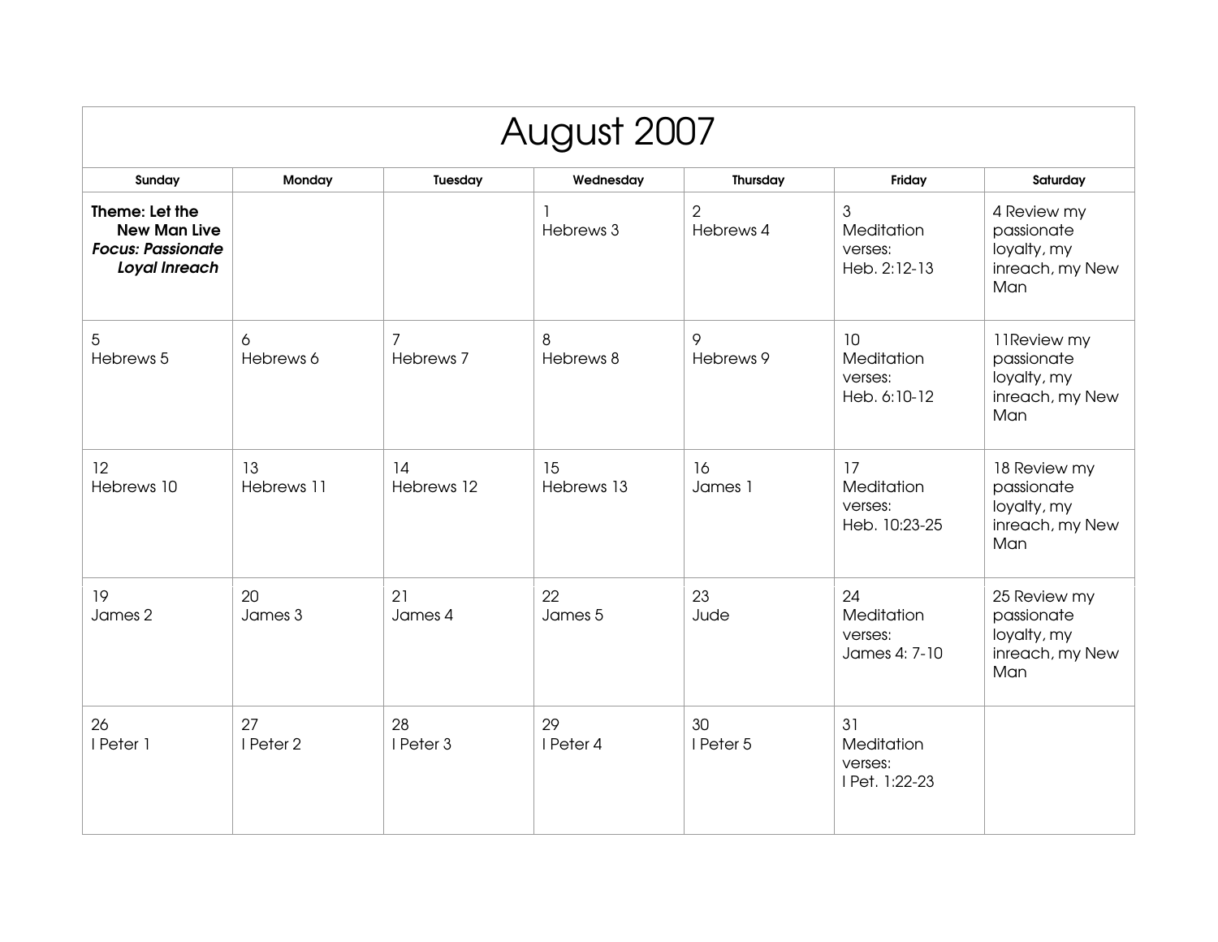# August 2007

| Sunday | Monday | Tuesday | Wednesday | Thursday | Friday | Saturday |
|---|---|---|---|---|---|---|
| **Theme: Let the New Man Live** ***Focus: Passionate Loyal Inreach*** | | | 1 Hebrews 3 | 2 Hebrews 4 | 3 Meditation verses: Heb. 2:12-13 | 4 Review my passionate loyalty, my inreach, my New Man |
| 5 Hebrews 5 | 6 Hebrews 6 | 7 Hebrews 7 | 8 Hebrews 8 | 9 Hebrews 9 | 10 Meditation verses: Heb. 6:10-12 | 11Review my passionate loyalty, my inreach, my New Man |
| 12 Hebrews 10 | 13 Hebrews 11 | 14 Hebrews 12 | 15 Hebrews 13 | 16 James 1 | 17 Meditation verses: Heb. 10:23-25 | 18 Review my passionate loyalty, my inreach, my New Man |
| 19 James 2 | 20 James 3 | 21 James 4 | 22 James 5 | 23 Jude | 24 Meditation verses: James 4: 7-10 | 25 Review my passionate loyalty, my inreach, my New Man |
| 26 I Peter 1 | 27 I Peter 2 | 28 I Peter 3 | 29 I Peter 4 | 30 I Peter 5 | 31 Meditation verses: I Pet. 1:22-23 | |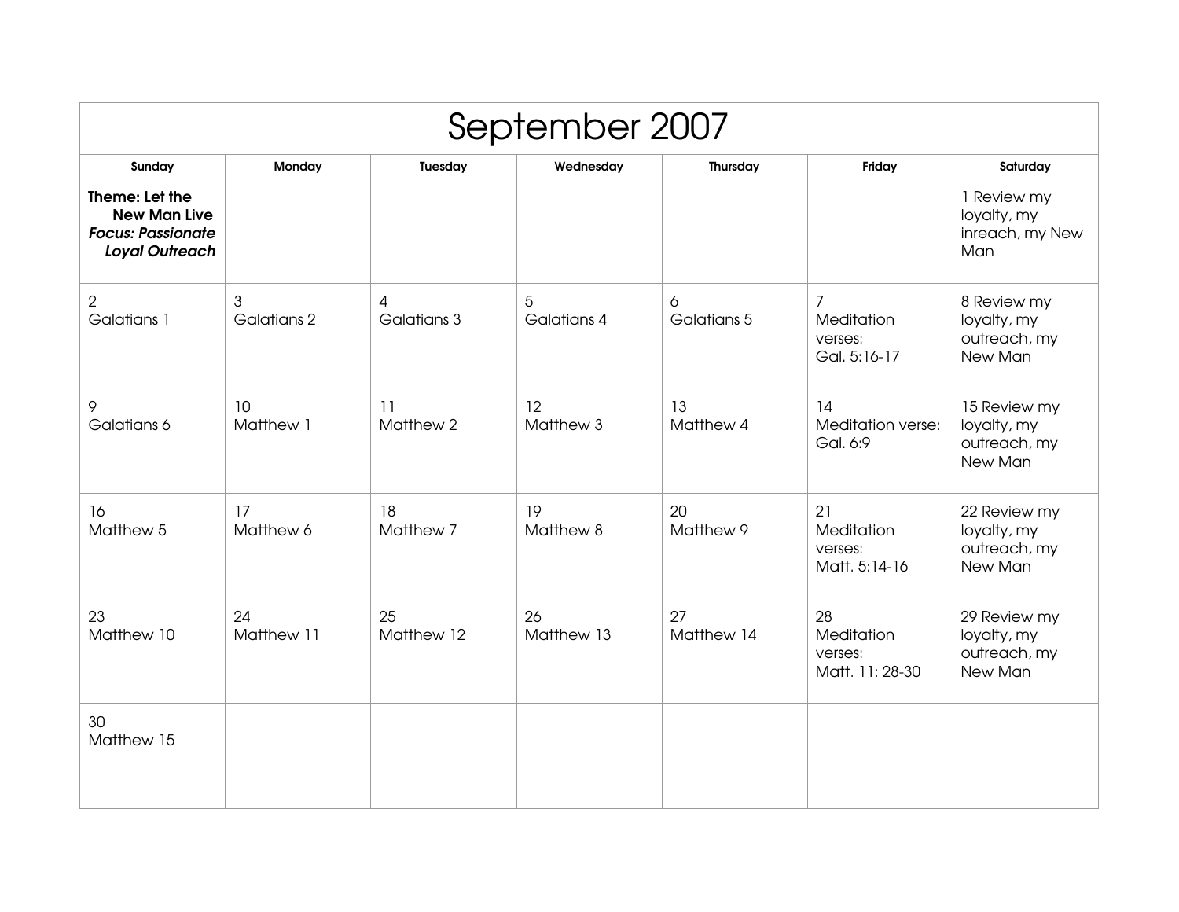# September 2007

| Sunday | Monday | Tuesday | Wednesday | Thursday | Friday | Saturday |
|---|---|---|---|---|---|---|
| **Theme: Let the New Man Live** ***Focus: Passionate Loyal Outreach*** | | | | | | 1 Review my loyalty, my inreach, my New Man |
| 2 Galatians 1 | 3 Galatians 2 | 4 Galatians 3 | 5 Galatians 4 | 6 Galatians 5 | 7 Meditation verses: Gal. 5:16-17 | 8 Review my loyalty, my outreach, my New Man |
| 9 Galatians 6 | 10 Matthew 1 | 11 Matthew 2 | 12 Matthew 3 | 13 Matthew 4 | 14 Meditation verse: Gal. 6:9 | 15 Review my loyalty, my outreach, my New Man |
| 16 Matthew 5 | 17 Matthew 6 | 18 Matthew 7 | 19 Matthew 8 | 20 Matthew 9 | 21 Meditation verses: Matt. 5:14-16 | 22 Review my loyalty, my outreach, my New Man |
| 23 Matthew 10 | 24 Matthew 11 | 25 Matthew 12 | 26 Matthew 13 | 27 Matthew 14 | 28 Meditation verses: Matt. 11: 28-30 | 29 Review my loyalty, my outreach, my New Man |
| 30 Matthew 15 | | | | | | |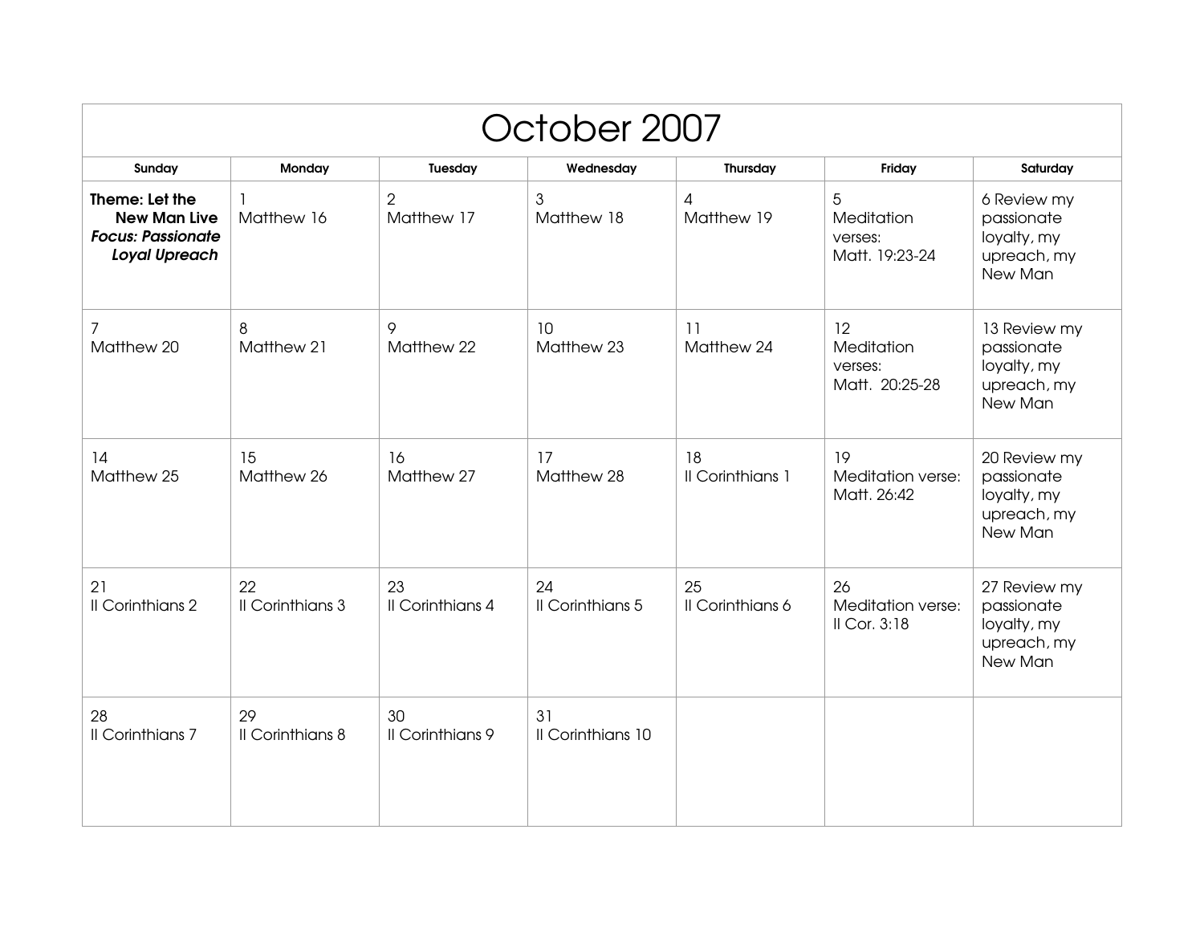# October 2007

| Sunday | Monday | Tuesday | Wednesday | Thursday | Friday | Saturday |
|---|---|---|---|---|---|---|
| **Theme: Let the New Man Live** ***Focus: Passionate Loyal Upreach*** | 1 Matthew 16 | 2 Matthew 17 | 3 Matthew 18 | 4 Matthew 19 | 5 Meditation verses: Matt. 19:23-24 | 6 Review my passionate loyalty, my upreach, my New Man |
| 7 Matthew 20 | 8 Matthew 21 | 9 Matthew 22 | 10 Matthew 23 | 11 Matthew 24 | 12 Meditation verses: Matt. 20:25-28 | 13 Review my passionate loyalty, my upreach, my New Man |
| 14 Matthew 25 | 15 Matthew 26 | 16 Matthew 27 | 17 Matthew 28 | 18 II Corinthians 1 | 19 Meditation verse: Matt. 26:42 | 20 Review my passionate loyalty, my upreach, my New Man |
| 21 II Corinthians 2 | 22 II Corinthians 3 | 23 II Corinthians 4 | 24 II Corinthians 5 | 25 II Corinthians 6 | 26 Meditation verse: II Cor. 3:18 | 27 Review my passionate loyalty, my upreach, my New Man |
| 28 II Corinthians 7 | 29 II Corinthians 8 | 30 II Corinthians 9 | 31 II Corinthians 10 | | | |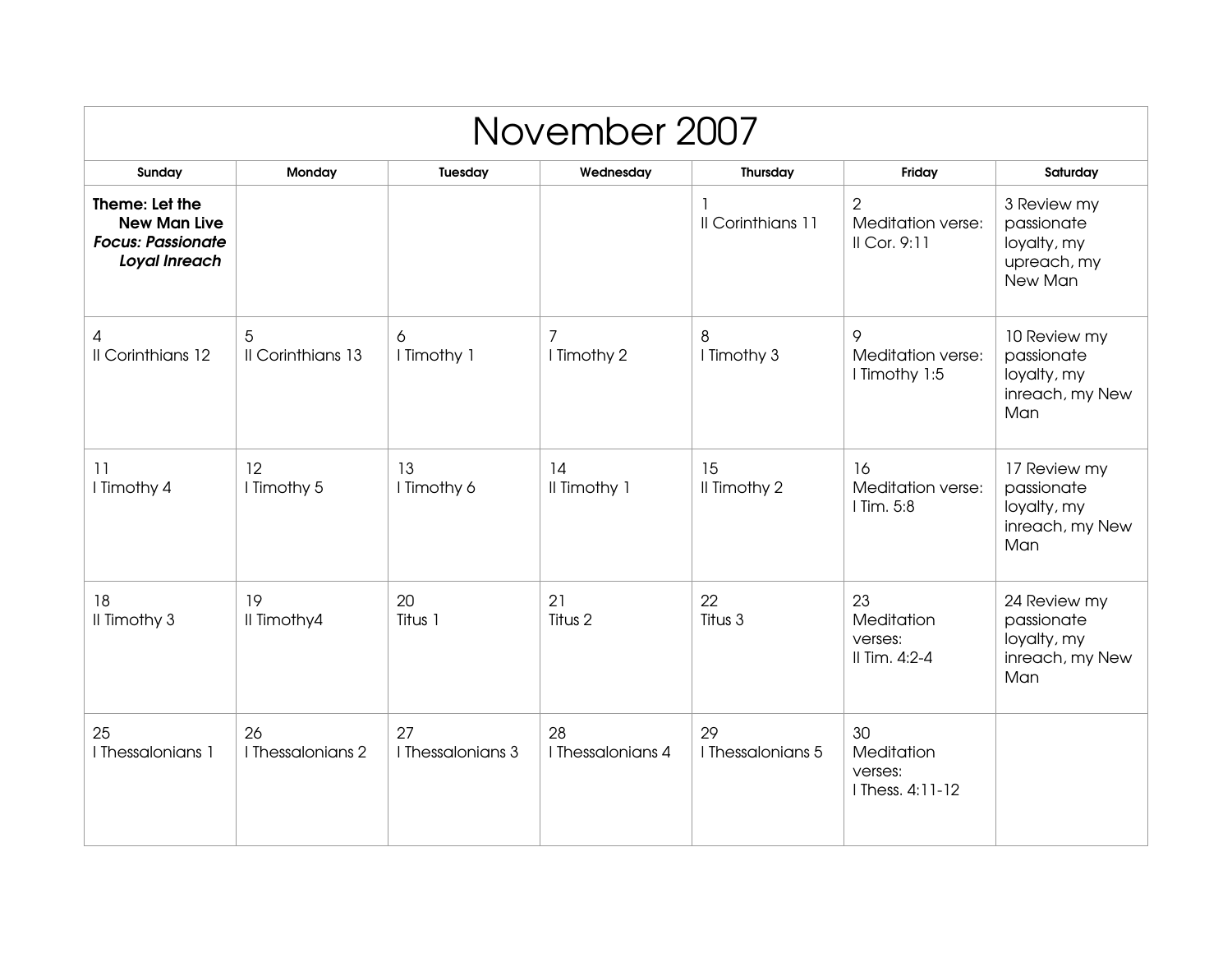# November 2007

| Sunday | Monday | Tuesday | Wednesday | Thursday | Friday | Saturday |
| --- | --- | --- | --- | --- | --- | --- |
| **Theme: Let the New Man Live** ***Focus: Passionate Loyal Inreach*** | | | | 1 II Corinthians 11 | 2 Meditation verse: II Cor. 9:11 | 3 Review my passionate loyalty, my upreach, my New Man |
| 4 II Corinthians 12 | 5 II Corinthians 13 | 6 I Timothy 1 | 7 I Timothy 2 | 8 I Timothy 3 | 9 Meditation verse: I Timothy 1:5 | 10 Review my passionate loyalty, my inreach, my New Man |
| 11 I Timothy 4 | 12 I Timothy 5 | 13 I Timothy 6 | 14 II Timothy 1 | 15 II Timothy 2 | 16 Meditation verse: I Tim. 5:8 | 17 Review my passionate loyalty, my inreach, my New Man |
| 18 II Timothy 3 | 19 II Timothy4 | 20 Titus 1 | 21 Titus 2 | 22 Titus 3 | 23 Meditation verses: II Tim. 4:2-4 | 24 Review my passionate loyalty, my inreach, my New Man |
| 25 I Thessalonians 1 | 26 I Thessalonians 2 | 27 I Thessalonians 3 | 28 I Thessalonians 4 | 29 I Thessalonians 5 | 30 Meditation verses: I Thess. 4:11-12 | |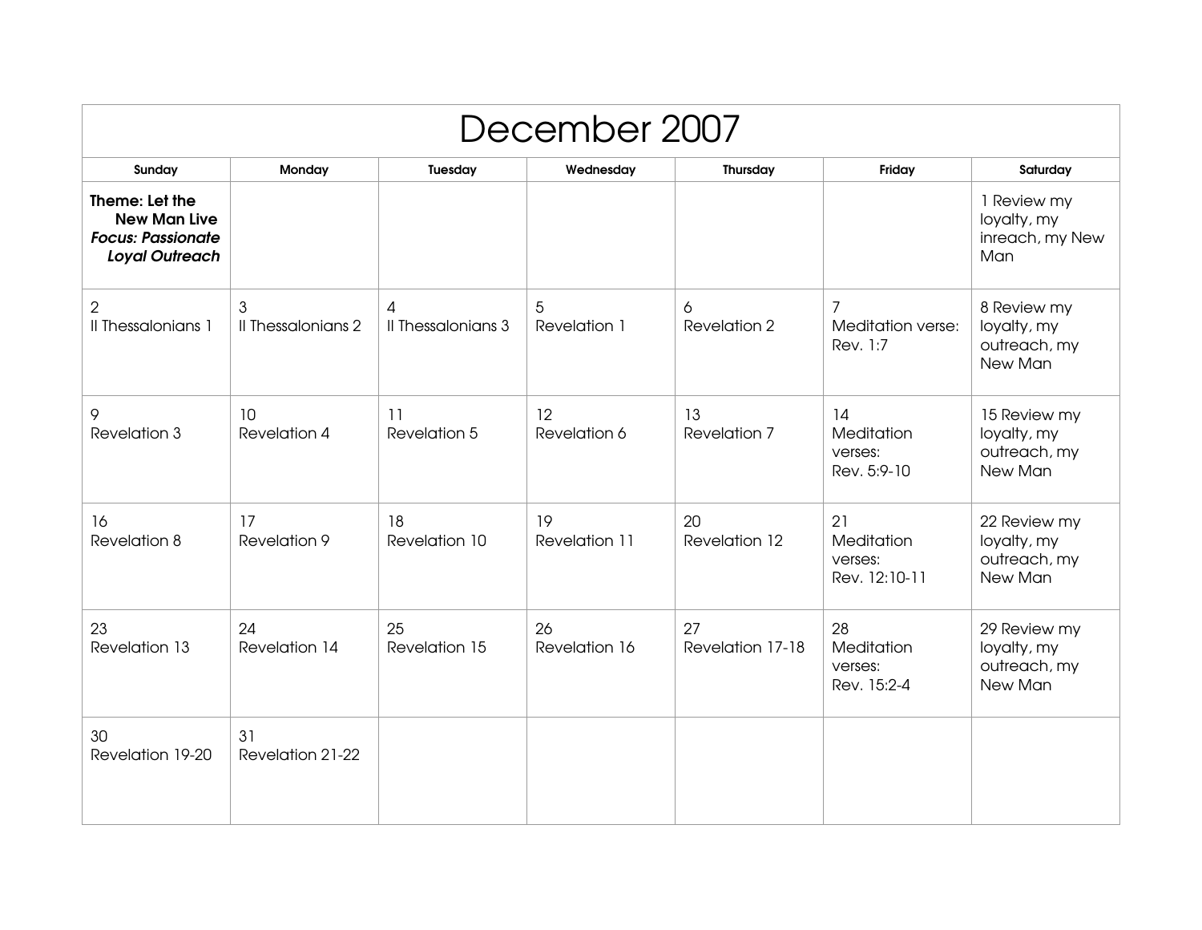# December 2007

| Sunday | Monday | Tuesday | Wednesday | Thursday | Friday | Saturday |
|---|---|---|---|---|---|---|
| **Theme: Let the New Man Live** ***Focus: Passionate Loyal Outreach*** | | | | | | 1 Review my loyalty, my inreach, my New Man |
| 2 II Thessalonians 1 | 3 II Thessalonians 2 | 4 II Thessalonians 3 | 5 Revelation 1 | 6 Revelation 2 | 7 Meditation verse: Rev. 1:7 | 8 Review my loyalty, my outreach, my New Man |
| 9 Revelation 3 | 10 Revelation 4 | 11 Revelation 5 | 12 Revelation 6 | 13 Revelation 7 | 14 Meditation verses: Rev. 5:9-10 | 15 Review my loyalty, my outreach, my New Man |
| 16 Revelation 8 | 17 Revelation 9 | 18 Revelation 10 | 19 Revelation 11 | 20 Revelation 12 | 21 Meditation verses: Rev. 12:10-11 | 22 Review my loyalty, my outreach, my New Man |
| 23 Revelation 13 | 24 Revelation 14 | 25 Revelation 15 | 26 Revelation 16 | 27 Revelation 17-18 | 28 Meditation verses: Rev. 15:2-4 | 29 Review my loyalty, my outreach, my New Man |
| 30 Revelation 19-20 | 31 Revelation 21-22 | | | | | |